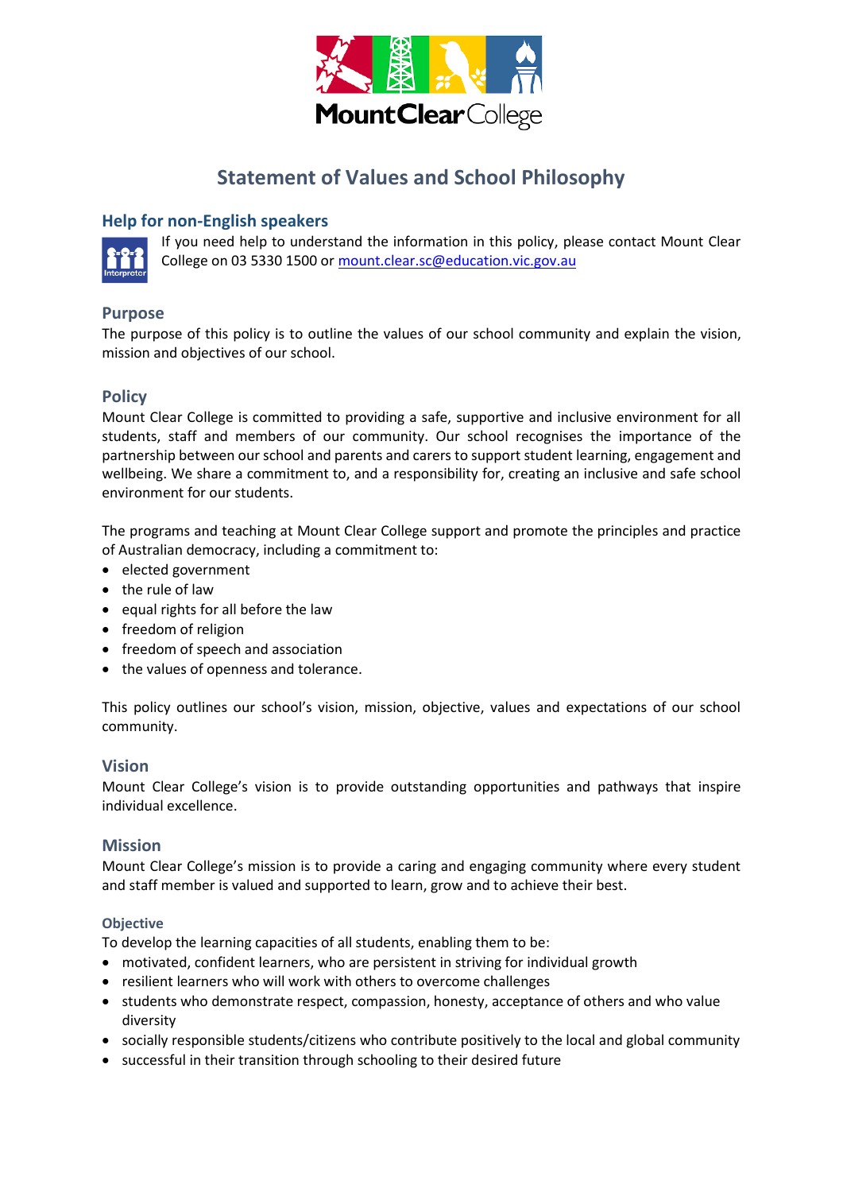# Statement of Values and School Philosophy

## Help for non-English speakers

If you need help to understand the information in this policy, please contact Mount Clear College on 03 5330 1500 or mount.clear.sc@education.vic.gov.au

## Purpose

The purpose of this policy is to outline the values of our school community and explain the vision, mission and objectives of our school.

## Policy

Mount Clear College is committed to providing a safe, supportive and inclusive environment for all students, staff and members of our community. Our school recognises the importance of the partnership between our school and parents and carers to support student learning, engagement and wellbeing. We share a commitment to, and a responsibility for, creating an inclusive and safe school environment for our students.

The programs and teaching at Mount Clear College support and promote the principles and practice of Australian democracy, including a commitment to:

- elected government
- the rule of law
- equal rights for all before the law
- freedom of religion
- freedom of speech and association
- the values of openness and tolerance.

This policy outlines our school's vision, mission, objective, values and expectations of our school community.

## Vision

Mount Clear College's vision is to provide outstanding opportunities and pathways that inspire individual excellence.

## Mission

Mount Clear College's mission is to provide a caring and engaging community where every student and staff member is valued and supported to learn, grow and to achieve their best.

### Objective

To develop the learning capacities of all students, enabling them to be:

- motivated, confident learners, who are persistent in striving for individual growth
- resilient learners who will work with others to overcome challenges
- students who demonstrate respect, compassion, honesty, acceptance of others and who value diversity
- socially responsible students/citizens who contribute positively to the local and global community
- successful in their transition through schooling to their desired future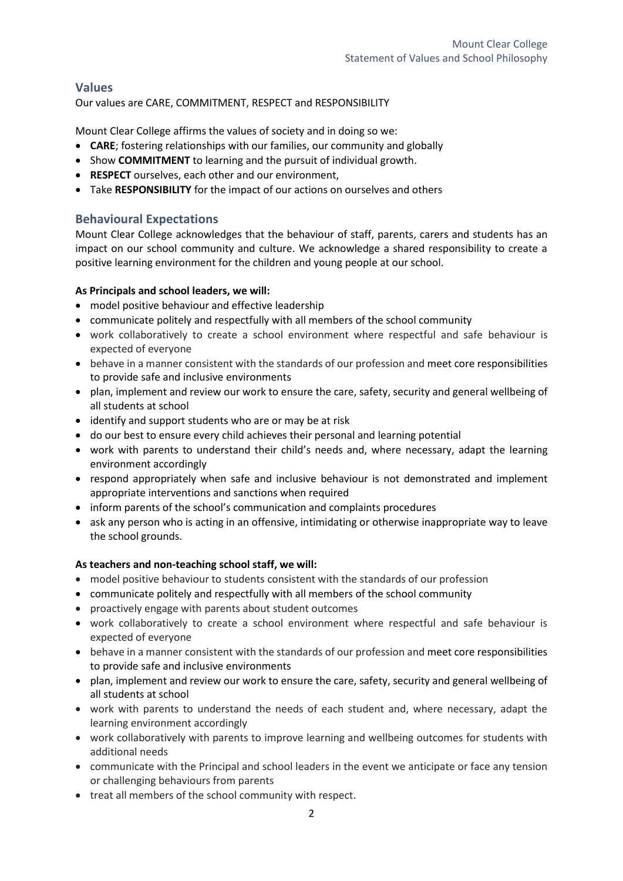## Values

Our values are CARE, COMMITMENT, RESPECT and RESPONSIBILITY

Mount Clear College affirms the values of society and in doing so we:

- **CARE**; fostering relationships with our families, our community and globally
- Show **COMMITMENT** to learning and the pursuit of individual growth.
- **RESPECT** ourselves, each other and our environment,
- Take **RESPONSIBILITY** for the impact of our actions on ourselves and others

## Behavioural Expectations

Mount Clear College acknowledges that the behaviour of staff, parents, carers and students has an impact on our school community and culture. We acknowledge a shared responsibility to create a positive learning environment for the children and young people at our school.

**As Principals and school leaders, we will:**

- model positive behaviour and effective leadership
- communicate politely and respectfully with all members of the school community
- work collaboratively to create a school environment where respectful and safe behaviour is expected of everyone
- behave in a manner consistent with the standards of our profession and meet core responsibilities to provide safe and inclusive environments
- plan, implement and review our work to ensure the care, safety, security and general wellbeing of all students at school
- identify and support students who are or may be at risk
- do our best to ensure every child achieves their personal and learning potential
- work with parents to understand their child's needs and, where necessary, adapt the learning environment accordingly
- respond appropriately when safe and inclusive behaviour is not demonstrated and implement appropriate interventions and sanctions when required
- inform parents of the school's communication and complaints procedures
- ask any person who is acting in an offensive, intimidating or otherwise inappropriate way to leave the school grounds.

**As teachers and non-teaching school staff, we will:**

- model positive behaviour to students consistent with the standards of our profession
- communicate politely and respectfully with all members of the school community
- proactively engage with parents about student outcomes
- work collaboratively to create a school environment where respectful and safe behaviour is expected of everyone
- behave in a manner consistent with the standards of our profession and meet core responsibilities to provide safe and inclusive environments
- plan, implement and review our work to ensure the care, safety, security and general wellbeing of all students at school
- work with parents to understand the needs of each student and, where necessary, adapt the learning environment accordingly
- work collaboratively with parents to improve learning and wellbeing outcomes for students with additional needs
- communicate with the Principal and school leaders in the event we anticipate or face any tension or challenging behaviours from parents
- treat all members of the school community with respect.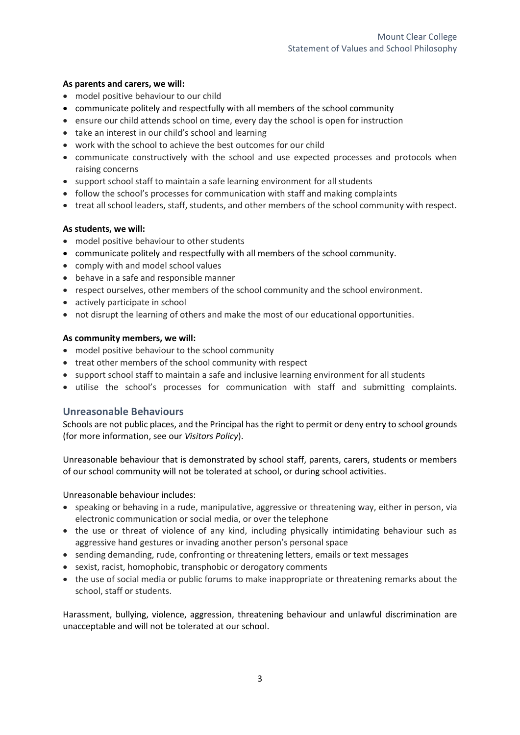**As parents and carers, we will:**

- model positive behaviour to our child
- communicate politely and respectfully with all members of the school community
- ensure our child attends school on time, every day the school is open for instruction
- take an interest in our child's school and learning
- work with the school to achieve the best outcomes for our child
- communicate constructively with the school and use expected processes and protocols when raising concerns
- support school staff to maintain a safe learning environment for all students
- follow the school's processes for communication with staff and making complaints
- treat all school leaders, staff, students, and other members of the school community with respect.

**As students, we will:**

- model positive behaviour to other students
- communicate politely and respectfully with all members of the school community.
- comply with and model school values
- behave in a safe and responsible manner
- respect ourselves, other members of the school community and the school environment.
- actively participate in school
- not disrupt the learning of others and make the most of our educational opportunities.

**As community members, we will:**

- model positive behaviour to the school community
- treat other members of the school community with respect
- support school staff to maintain a safe and inclusive learning environment for all students
- utilise the school's processes for communication with staff and submitting complaints.

## Unreasonable Behaviours

Schools are not public places, and the Principal has the right to permit or deny entry to school grounds (for more information, see our *Visitors Policy*).

Unreasonable behaviour that is demonstrated by school staff, parents, carers, students or members of our school community will not be tolerated at school, or during school activities.

Unreasonable behaviour includes:

- speaking or behaving in a rude, manipulative, aggressive or threatening way, either in person, via electronic communication or social media, or over the telephone
- the use or threat of violence of any kind, including physically intimidating behaviour such as aggressive hand gestures or invading another person's personal space
- sending demanding, rude, confronting or threatening letters, emails or text messages
- sexist, racist, homophobic, transphobic or derogatory comments
- the use of social media or public forums to make inappropriate or threatening remarks about the school, staff or students.

Harassment, bullying, violence, aggression, threatening behaviour and unlawful discrimination are unacceptable and will not be tolerated at our school.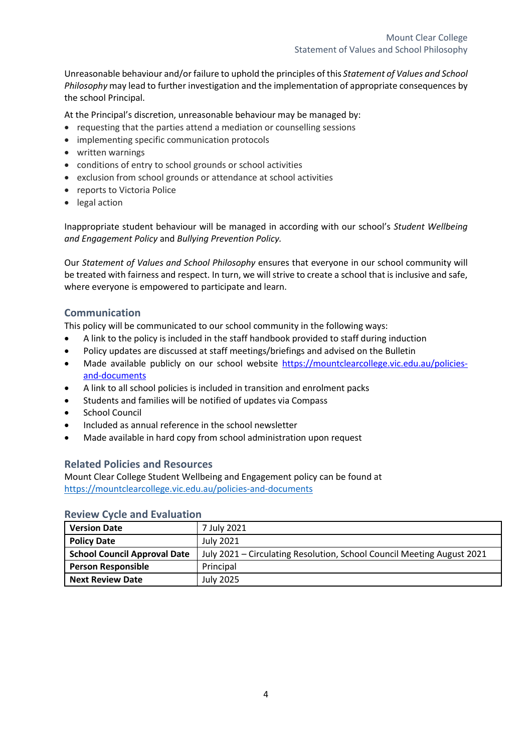Unreasonable behaviour and/or failure to uphold the principles of this *Statement of Values and School Philosophy* may lead to further investigation and the implementation of appropriate consequences by the school Principal.

At the Principal's discretion, unreasonable behaviour may be managed by:

- requesting that the parties attend a mediation or counselling sessions
- implementing specific communication protocols
- written warnings
- conditions of entry to school grounds or school activities
- exclusion from school grounds or attendance at school activities
- reports to Victoria Police
- legal action

Inappropriate student behaviour will be managed in according with our school's *Student Wellbeing and Engagement Policy* and *Bullying Prevention Policy.*

Our *Statement of Values and School Philosophy* ensures that everyone in our school community will be treated with fairness and respect. In turn, we will strive to create a school that is inclusive and safe, where everyone is empowered to participate and learn.

## Communication

This policy will be communicated to our school community in the following ways:

- A link to the policy is included in the staff handbook provided to staff during induction
- Policy updates are discussed at staff meetings/briefings and advised on the Bulletin
- Made available publicly on our school website [https://mountclearcollege.vic.edu.au/policies-and-documents](https://mountclearcollege.vic.edu.au/policies-and-documents)
- A link to all school policies is included in transition and enrolment packs
- Students and families will be notified of updates via Compass
- School Council
- Included as annual reference in the school newsletter
- Made available in hard copy from school administration upon request

## Related Policies and Resources

Mount Clear College Student Wellbeing and Engagement policy can be found at [https://mountclearcollege.vic.edu.au/policies-and-documents](https://mountclearcollege.vic.edu.au/policies-and-documents)

## Review Cycle and Evaluation

| | |
|---|---|
| **Version Date** | 7 July 2021 |
| **Policy Date** | July 2021 |
| **School Council Approval Date** | July 2021 – Circulating Resolution, School Council Meeting August 2021 |
| **Person Responsible** | Principal |
| **Next Review Date** | July 2025 |